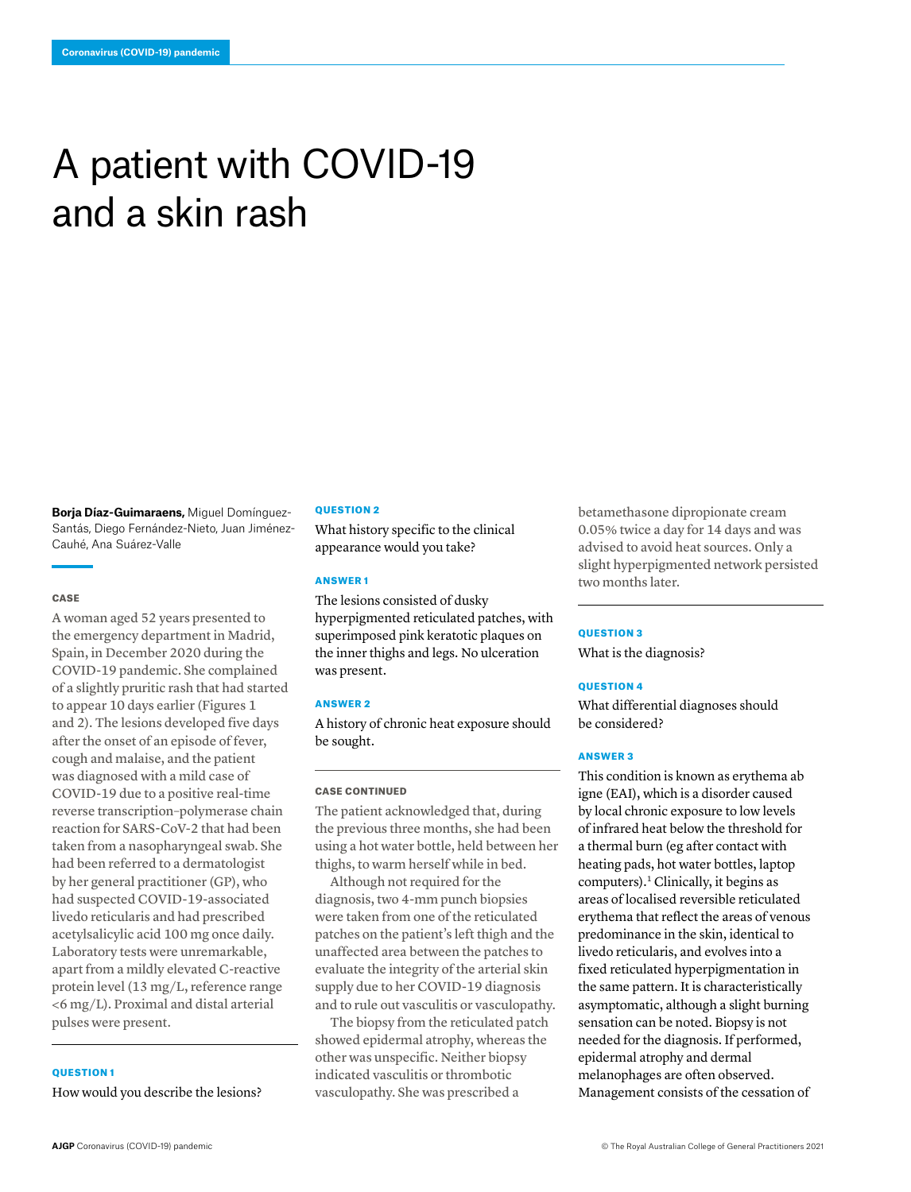# A patient with COVID-19 and a skin rash

**Borja Díaz-Guimaraens,** Miguel Domínguez-Santás, Diego Fernández-Nieto, Juan Jiménez-Cauhé, Ana Suárez-Valle

## CASE

A woman aged 52 years presented to the emergency department in Madrid, Spain, in December 2020 during the COVID-19 pandemic. She complained of a slightly pruritic rash that had started to appear 10 days earlier (Figures 1 and 2). The lesions developed five days after the onset of an episode of fever, cough and malaise, and the patient was diagnosed with a mild case of COVID-19 due to a positive real-time reverse transcription–polymerase chain reaction for SARS-CoV-2 that had been taken from a nasopharyngeal swab. She had been referred to a dermatologist by her general practitioner (GP), who had suspected COVID-19-associated livedo reticularis and had prescribed acetylsalicylic acid 100 mg once daily. Laboratory tests were unremarkable, apart from a mildly elevated C-reactive protein level (13 mg/L, reference range <6 mg/L). Proximal and distal arterial pulses were present.

## QUESTION 1

How would you describe the lesions?

## QUESTION 2

What history specific to the clinical appearance would you take?

## ANSWER 1

The lesions consisted of dusky hyperpigmented reticulated patches, with superimposed pink keratotic plaques on the inner thighs and legs. No ulceration was present.

## ANSWER 2

A history of chronic heat exposure should be sought.

## CASE CONTINUED

The patient acknowledged that, during the previous three months, she had been using a hot water bottle, held between her thighs, to warm herself while in bed.

Although not required for the diagnosis, two 4-mm punch biopsies were taken from one of the reticulated patches on the patient's left thigh and the unaffected area between the patches to evaluate the integrity of the arterial skin supply due to her COVID-19 diagnosis and to rule out vasculitis or vasculopathy.

The biopsy from the reticulated patch showed epidermal atrophy, whereas the other was unspecific. Neither biopsy indicated vasculitis or thrombotic vasculopathy. She was prescribed a betamethasone dipropionate cream 0.05% twice a day for 14 days and was advised to avoid heat sources. Only a slight hyperpigmented network persisted two months later.

## QUESTION 3

What is the diagnosis?

## QUESTION 4

What differential diagnoses should be considered?

## ANSWER 3

This condition is known as erythema ab igne (EAI), which is a disorder caused by local chronic exposure to low levels of infrared heat below the threshold for a thermal burn (eg after contact with heating pads, hot water bottles, laptop computers).[1] Clinically, it begins as areas of localised reversible reticulated erythema that reflect the areas of venous predominance in the skin, identical to livedo reticularis, and evolves into a fixed reticulated hyperpigmentation in the same pattern. It is characteristically asymptomatic, although a slight burning sensation can be noted. Biopsy is not needed for the diagnosis. If performed, epidermal atrophy and dermal melanophages are often observed. Management consists of the cessation of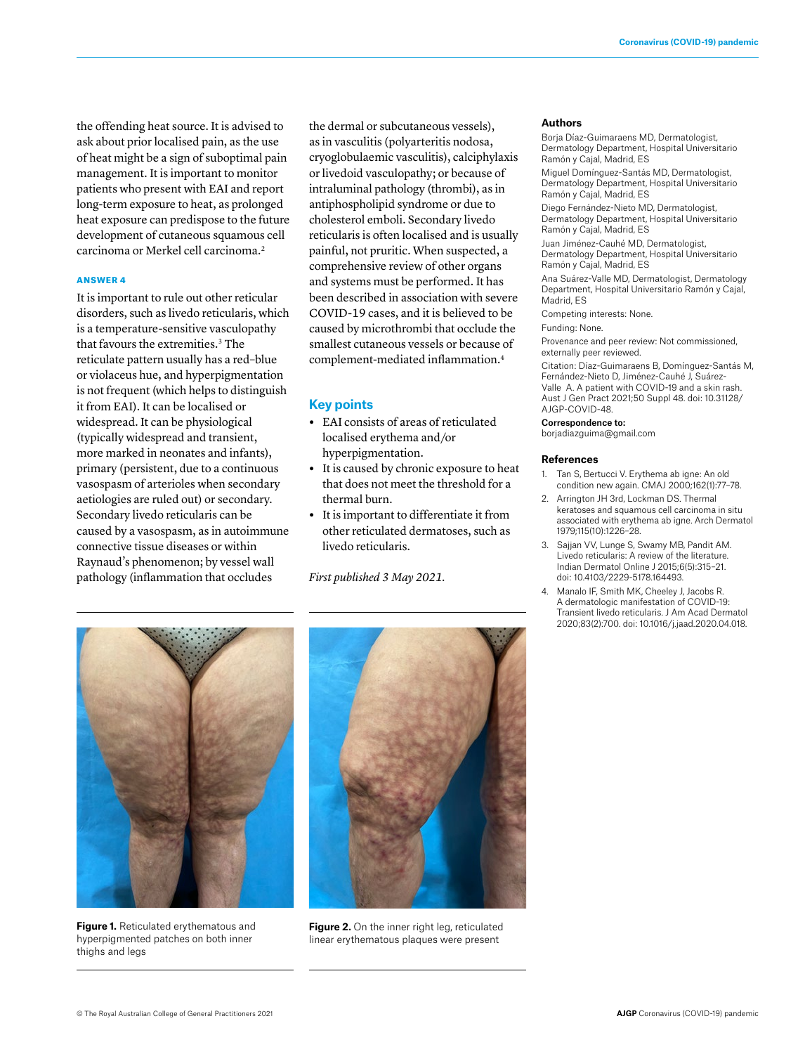the offending heat source. It is advised to ask about prior localised pain, as the use of heat might be a sign of suboptimal pain management. It is important to monitor patients who present with EAI and report long-term exposure to heat, as prolonged heat exposure can predispose to the future development of cutaneous squamous cell carcinoma or Merkel cell carcinoma.[2]

#### ANSWER 4

It is important to rule out other reticular disorders, such as livedo reticularis, which is a temperature-sensitive vasculopathy that favours the extremities.[3] The reticulate pattern usually has a red–blue or violaceus hue, and hyperpigmentation is not frequent (which helps to distinguish it from EAI). It can be localised or widespread. It can be physiological (typically widespread and transient, more marked in neonates and infants), primary (persistent, due to a continuous vasospasm of arterioles when secondary aetiologies are ruled out) or secondary. Secondary livedo reticularis can be caused by a vasospasm, as in autoimmune connective tissue diseases or within Raynaud's phenomenon; by vessel wall pathology (inflammation that occludes the dermal or subcutaneous vessels), as in vasculitis (polyarteritis nodosa, cryoglobulaemic vasculitis), calciphylaxis or livedoid vasculopathy; or because of intraluminal pathology (thrombi), as in antiphospholipid syndrome or due to cholesterol emboli. Secondary livedo reticularis is often localised and is usually painful, not pruritic. When suspected, a comprehensive review of other organs and systems must be performed. It has been described in association with severe COVID-19 cases, and it is believed to be caused by microthrombi that occlude the smallest cutaneous vessels or because of complement-mediated inflammation.[4]

## Key points

- EAI consists of areas of reticulated localised erythema and/or hyperpigmentation.
- It is caused by chronic exposure to heat that does not meet the threshold for a thermal burn.
- It is important to differentiate it from other reticulated dermatoses, such as livedo reticularis.

*First published 3 May 2021.*

**Figure 1.** Reticulated erythematous and hyperpigmented patches on both inner thighs and legs

**Figure 2.** On the inner right leg, reticulated linear erythematous plaques were present

### Authors

Borja Díaz-Guimaraens MD, Dermatologist, Dermatology Department, Hospital Universitario Ramón y Cajal, Madrid, ES

Miguel Domínguez-Santás MD, Dermatologist, Dermatology Department, Hospital Universitario Ramón y Cajal, Madrid, ES

Diego Fernández-Nieto MD, Dermatologist, Dermatology Department, Hospital Universitario Ramón y Cajal, Madrid, ES

Juan Jiménez-Cauhé MD, Dermatologist, Dermatology Department, Hospital Universitario Ramón y Cajal, Madrid, ES

Ana Suárez-Valle MD, Dermatologist, Dermatology Department, Hospital Universitario Ramón y Cajal, Madrid, ES

Competing interests: None.

Funding: None.

Provenance and peer review: Not commissioned, externally peer reviewed.

Citation: Díaz-Guimaraens B, Domínguez-Santás M, Fernández-Nieto D, Jiménez-Cauhé J, Suárez-Valle A. A patient with COVID-19 and a skin rash. Aust J Gen Pract 2021;50 Suppl 48. doi: 10.31128/AJGP-COVID-48.

**Correspondence to:**
borjadiazguima@gmail.com

### References

1. Tan S, Bertucci V. Erythema ab igne: An old condition new again. CMAJ 2000;162(1):77–78.
2. Arrington JH 3rd, Lockman DS. Thermal keratoses and squamous cell carcinoma in situ associated with erythema ab igne. Arch Dermatol 1979;115(10):1226–28.
3. Sajjan VV, Lunge S, Swamy MB, Pandit AM. Livedo reticularis: A review of the literature. Indian Dermatol Online J 2015;6(5):315–21. doi: 10.4103/2229-5178.164493.
4. Manalo IF, Smith MK, Cheeley J, Jacobs R. A dermatologic manifestation of COVID-19: Transient livedo reticularis. J Am Acad Dermatol 2020;83(2):700. doi: 10.1016/j.jaad.2020.04.018.